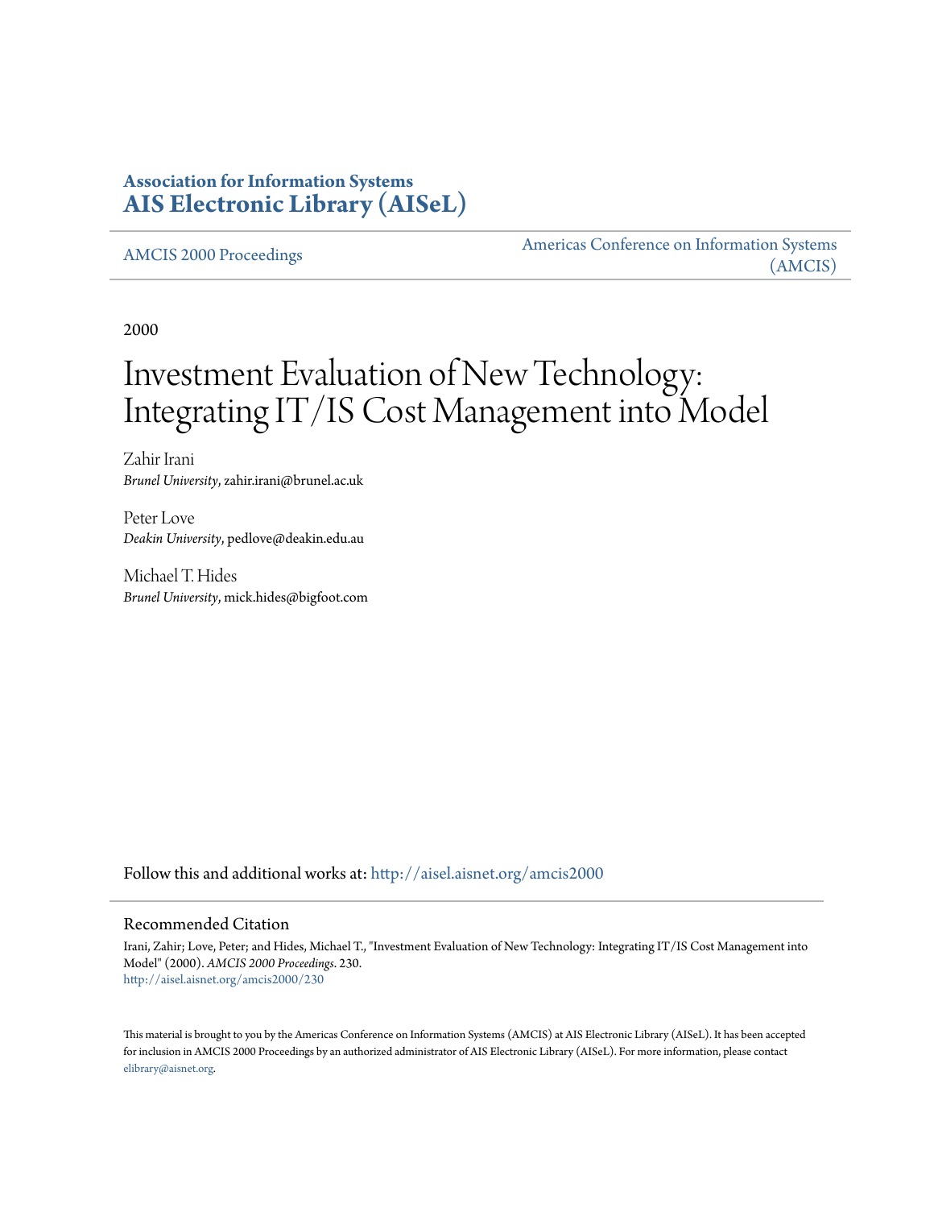**Association for Information Systems**
**AIS Electronic Library (AISeL)**

AMCIS 2000 Proceedings

Americas Conference on Information Systems (AMCIS)

2000

# Investment Evaluation of New Technology: Integrating IT/IS Cost Management into Model

Zahir Irani
*Brunel University*, zahir.irani@brunel.ac.uk

Peter Love
*Deakin University*, pedlove@deakin.edu.au

Michael T. Hides
*Brunel University*, mick.hides@bigfoot.com

Follow this and additional works at: http://aisel.aisnet.org/amcis2000

## Recommended Citation

Irani, Zahir; Love, Peter; and Hides, Michael T., "Investment Evaluation of New Technology: Integrating IT/IS Cost Management into Model" (2000). *AMCIS 2000 Proceedings*. 230.
http://aisel.aisnet.org/amcis2000/230

This material is brought to you by the Americas Conference on Information Systems (AMCIS) at AIS Electronic Library (AISeL). It has been accepted for inclusion in AMCIS 2000 Proceedings by an authorized administrator of AIS Electronic Library (AISeL). For more information, please contact elibrary@aisnet.org.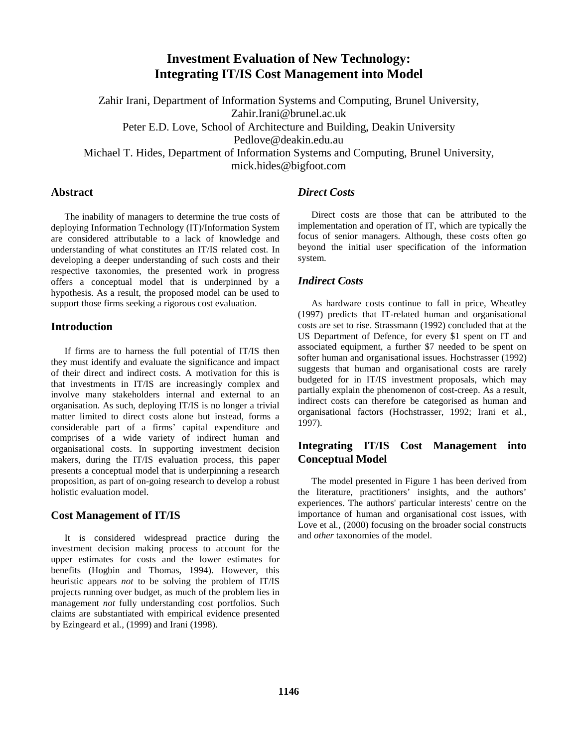# Investment Evaluation of New Technology: Integrating IT/IS Cost Management into Model

Zahir Irani, Department of Information Systems and Computing, Brunel University, Zahir.Irani@brunel.ac.uk
Peter E.D. Love, School of Architecture and Building, Deakin University Pedlove@deakin.edu.au
Michael T. Hides, Department of Information Systems and Computing, Brunel University, mick.hides@bigfoot.com

## Abstract

The inability of managers to determine the true costs of deploying Information Technology (IT)/Information System are considered attributable to a lack of knowledge and understanding of what constitutes an IT/IS related cost. In developing a deeper understanding of such costs and their respective taxonomies, the presented work in progress offers a conceptual model that is underpinned by a hypothesis. As a result, the proposed model can be used to support those firms seeking a rigorous cost evaluation.

## Introduction

If firms are to harness the full potential of IT/IS then they must identify and evaluate the significance and impact of their direct and indirect costs. A motivation for this is that investments in IT/IS are increasingly complex and involve many stakeholders internal and external to an organisation. As such, deploying IT/IS is no longer a trivial matter limited to direct costs alone but instead, forms a considerable part of a firms' capital expenditure and comprises of a wide variety of indirect human and organisational costs. In supporting investment decision makers, during the IT/IS evaluation process, this paper presents a conceptual model that is underpinning a research proposition, as part of on-going research to develop a robust holistic evaluation model.

## Cost Management of IT/IS

It is considered widespread practice during the investment decision making process to account for the upper estimates for costs and the lower estimates for benefits (Hogbin and Thomas, 1994). However, this heuristic appears *not* to be solving the problem of IT/IS projects running over budget, as much of the problem lies in management *not* fully understanding cost portfolios. Such claims are substantiated with empirical evidence presented by Ezingeard et al*.*, (1999) and Irani (1998).

### *Direct Costs*

Direct costs are those that can be attributed to the implementation and operation of IT, which are typically the focus of senior managers. Although, these costs often go beyond the initial user specification of the information system.

### *Indirect Costs*

As hardware costs continue to fall in price, Wheatley (1997) predicts that IT-related human and organisational costs are set to rise. Strassmann (1992) concluded that at the US Department of Defence, for every $1 spent on IT and associated equipment, a further $7 needed to be spent on softer human and organisational issues. Hochstrasser (1992) suggests that human and organisational costs are rarely budgeted for in IT/IS investment proposals, which may partially explain the phenomenon of cost-creep. As a result, indirect costs can therefore be categorised as human and organisational factors (Hochstrasser, 1992; Irani et al*.*, 1997).

## Integrating IT/IS Cost Management into Conceptual Model

The model presented in Figure 1 has been derived from the literature, practitioners' insights, and the authors' experiences. The authors' particular interests' centre on the importance of human and organisational cost issues, with Love et al*.*, (2000) focusing on the broader social constructs and *other* taxonomies of the model.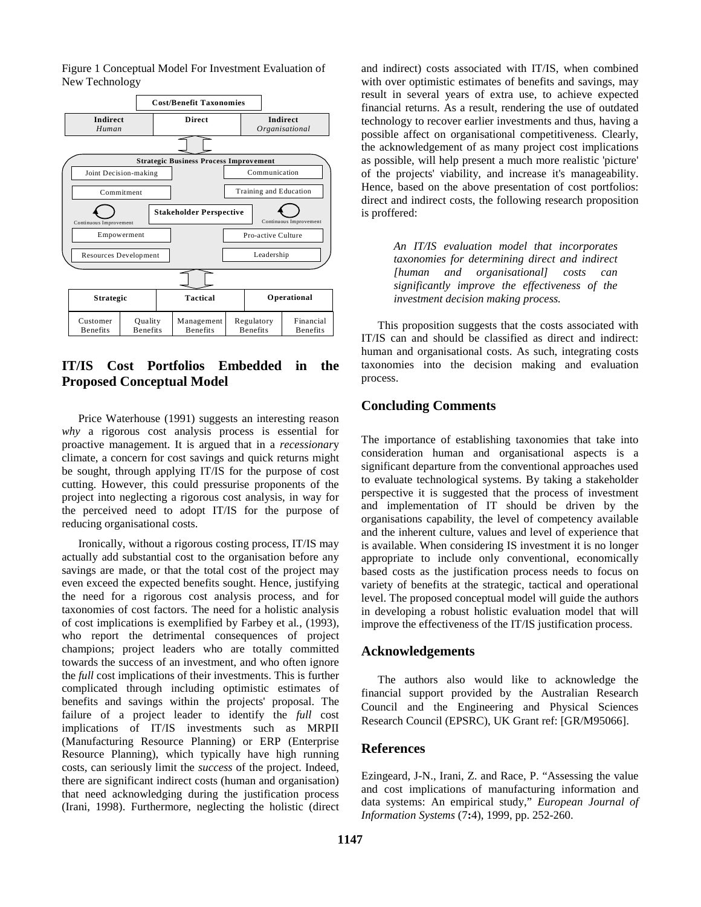Figure 1 Conceptual Model For Investment Evaluation of New Technology

| Cost/Benefit Taxonomies | | |
|---|---|---|
| Indirect *Human* | Direct | Indirect *Organisational* |

**Strategic Business Process Improvement**

- Joint Decision-making
- Communication
- Commitment
- Training and Education
- **Stakeholder Perspective**
- Continuous Improvement
- Continuous Improvement
- Empowerment
- Pro-active Culture
- Resources Development
- Leadership

| Strategic | | Tactical | Operational | |
|---|---|---|---|---|
| Customer Benefits | Quality Benefits | Management Benefits | Regulatory Benefits | Financial Benefits |

## IT/IS Cost Portfolios Embedded in the Proposed Conceptual Model

Price Waterhouse (1991) suggests an interesting reason *why* a rigorous cost analysis process is essential for proactive management. It is argued that in a *recessionar*y climate, a concern for cost savings and quick returns might be sought, through applying IT/IS for the purpose of cost cutting. However, this could pressurise proponents of the project into neglecting a rigorous cost analysis, in way for the perceived need to adopt IT/IS for the purpose of reducing organisational costs.

Ironically, without a rigorous costing process, IT/IS may actually add substantial cost to the organisation before any savings are made, or that the total cost of the project may even exceed the expected benefits sought. Hence, justifying the need for a rigorous cost analysis process, and for taxonomies of cost factors. The need for a holistic analysis of cost implications is exemplified by Farbey et al., (1993), who report the detrimental consequences of project champions; project leaders who are totally committed towards the success of an investment, and who often ignore the *full* cost implications of their investments. This is further complicated through including optimistic estimates of benefits and savings within the projects' proposal. The failure of a project leader to identify the *full* cost implications of IT/IS investments such as MRPII (Manufacturing Resource Planning) or ERP (Enterprise Resource Planning), which typically have high running costs, can seriously limit the *success* of the project. Indeed, there are significant indirect costs (human and organisation) that need acknowledging during the justification process (Irani, 1998). Furthermore, neglecting the holistic (direct and indirect) costs associated with IT/IS, when combined with over optimistic estimates of benefits and savings, may result in several years of extra use, to achieve expected financial returns. As a result, rendering the use of outdated technology to recover earlier investments and thus, having a possible affect on organisational competitiveness. Clearly, the acknowledgement of as many project cost implications as possible, will help present a much more realistic 'picture' of the projects' viability, and increase it's manageability. Hence, based on the above presentation of cost portfolios: direct and indirect costs, the following research proposition is proffered:

> *An IT/IS evaluation model that incorporates taxonomies for determining direct and indirect [human and organisational] costs can significantly improve the effectiveness of the investment decision making process.*

This proposition suggests that the costs associated with IT/IS can and should be classified as direct and indirect: human and organisational costs. As such, integrating costs taxonomies into the decision making and evaluation process.

## Concluding Comments

The importance of establishing taxonomies that take into consideration human and organisational aspects is a significant departure from the conventional approaches used to evaluate technological systems. By taking a stakeholder perspective it is suggested that the process of investment and implementation of IT should be driven by the organisations capability, the level of competency available and the inherent culture, values and level of experience that is available. When considering IS investment it is no longer appropriate to include only conventional, economically based costs as the justification process needs to focus on variety of benefits at the strategic, tactical and operational level. The proposed conceptual model will guide the authors in developing a robust holistic evaluation model that will improve the effectiveness of the IT/IS justification process.

## Acknowledgements

The authors also would like to acknowledge the financial support provided by the Australian Research Council and the Engineering and Physical Sciences Research Council (EPSRC), UK Grant ref: [GR/M95066].

## References

Ezingeard, J-N., Irani, Z. and Race, P. "Assessing the value and cost implications of manufacturing information and data systems: An empirical study," *European Journal of Information Systems* (7**:**4), 1999, pp. 252-260.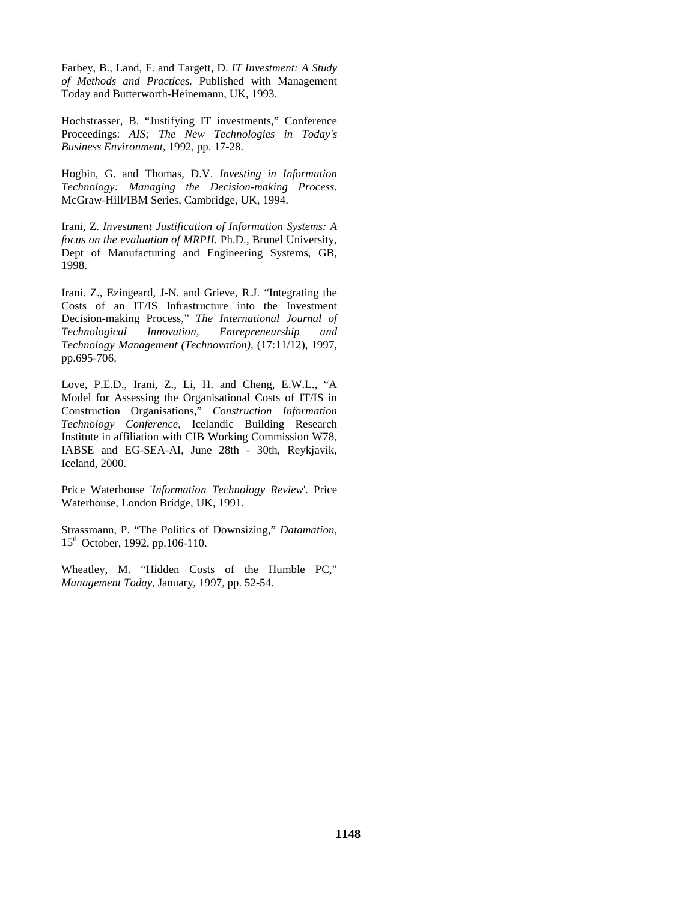Farbey, B., Land, F. and Targett, D. *IT Investment: A Study of Methods and Practices.* Published with Management Today and Butterworth-Heinemann, UK, 1993.

Hochstrasser, B. "Justifying IT investments," Conference Proceedings: *AIS; The New Technologies in Today's Business Environment*, 1992, pp. 17-28.

Hogbin, G. and Thomas, D.V. *Investing in Information Technology: Managing the Decision-making Process*. McGraw-Hill/IBM Series, Cambridge, UK, 1994.

Irani, Z. *Investment Justification of Information Systems: A focus on the evaluation of MRPII*. Ph.D., Brunel University, Dept of Manufacturing and Engineering Systems, GB, 1998.

Irani. Z., Ezingeard, J-N. and Grieve, R.J. "Integrating the Costs of an IT/IS Infrastructure into the Investment Decision-making Process," *The International Journal of Technological Innovation, Entrepreneurship and Technology Management (Technovation)*, (17:11/12), 1997, pp.695-706.

Love, P.E.D., Irani, Z., Li, H. and Cheng, E.W.L., "A Model for Assessing the Organisational Costs of IT/IS in Construction Organisations," *Construction Information Technology Conference*, Icelandic Building Research Institute in affiliation with CIB Working Commission W78, IABSE and EG-SEA-AI, June 28th - 30th, Reykjavik, Iceland, 2000.

Price Waterhouse '*Information Technology Review*'. Price Waterhouse, London Bridge, UK, 1991.

Strassmann, P. "The Politics of Downsizing," *Datamation*, 15th October, 1992, pp.106-110.

Wheatley, M. "Hidden Costs of the Humble PC," *Management Today*, January, 1997, pp. 52-54.